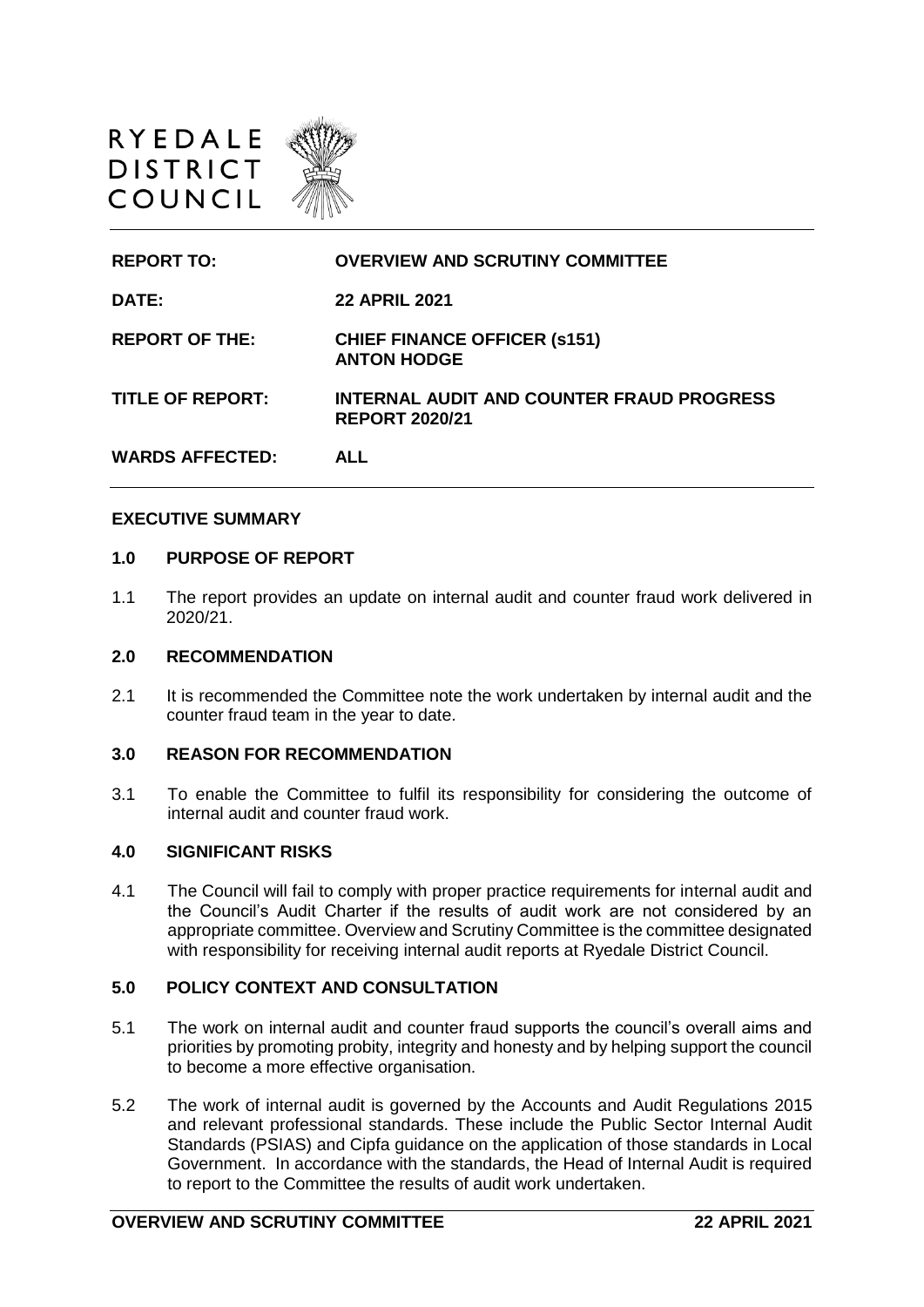RYEDALE
DISTRICT
COUNCIL

| | |
|---|---|
| **REPORT TO:** | **OVERVIEW AND SCRUTINY COMMITTEE** |
| **DATE:** | **22 APRIL 2021** |
| **REPORT OF THE:** | **CHIEF FINANCE OFFICER (s151) ANTON HODGE** |
| **TITLE OF REPORT:** | **INTERNAL AUDIT AND COUNTER FRAUD PROGRESS REPORT 2020/21** |
| **WARDS AFFECTED:** | **ALL** |

## EXECUTIVE SUMMARY

### 1.0 PURPOSE OF REPORT

1.1 The report provides an update on internal audit and counter fraud work delivered in 2020/21.

### 2.0 RECOMMENDATION

2.1 It is recommended the Committee note the work undertaken by internal audit and the counter fraud team in the year to date.

### 3.0 REASON FOR RECOMMENDATION

3.1 To enable the Committee to fulfil its responsibility for considering the outcome of internal audit and counter fraud work.

### 4.0 SIGNIFICANT RISKS

4.1 The Council will fail to comply with proper practice requirements for internal audit and the Council's Audit Charter if the results of audit work are not considered by an appropriate committee. Overview and Scrutiny Committee is the committee designated with responsibility for receiving internal audit reports at Ryedale District Council.

### 5.0 POLICY CONTEXT AND CONSULTATION

5.1 The work on internal audit and counter fraud supports the council's overall aims and priorities by promoting probity, integrity and honesty and by helping support the council to become a more effective organisation.

5.2 The work of internal audit is governed by the Accounts and Audit Regulations 2015 and relevant professional standards. These include the Public Sector Internal Audit Standards (PSIAS) and Cipfa guidance on the application of those standards in Local Government. In accordance with the standards, the Head of Internal Audit is required to report to the Committee the results of audit work undertaken.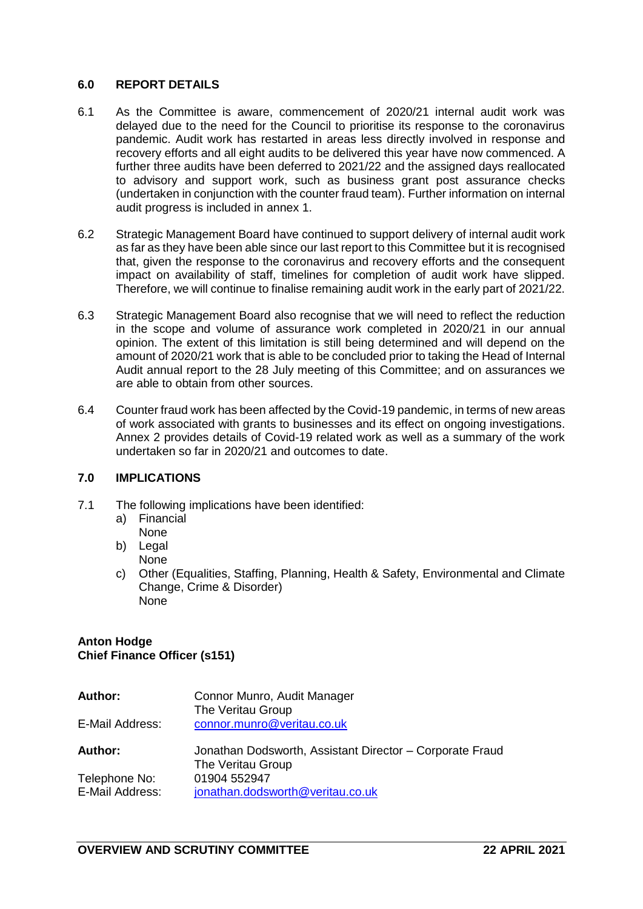## 6.0 REPORT DETAILS

6.1 As the Committee is aware, commencement of 2020/21 internal audit work was delayed due to the need for the Council to prioritise its response to the coronavirus pandemic. Audit work has restarted in areas less directly involved in response and recovery efforts and all eight audits to be delivered this year have now commenced. A further three audits have been deferred to 2021/22 and the assigned days reallocated to advisory and support work, such as business grant post assurance checks (undertaken in conjunction with the counter fraud team). Further information on internal audit progress is included in annex 1.

6.2 Strategic Management Board have continued to support delivery of internal audit work as far as they have been able since our last report to this Committee but it is recognised that, given the response to the coronavirus and recovery efforts and the consequent impact on availability of staff, timelines for completion of audit work have slipped. Therefore, we will continue to finalise remaining audit work in the early part of 2021/22.

6.3 Strategic Management Board also recognise that we will need to reflect the reduction in the scope and volume of assurance work completed in 2020/21 in our annual opinion. The extent of this limitation is still being determined and will depend on the amount of 2020/21 work that is able to be concluded prior to taking the Head of Internal Audit annual report to the 28 July meeting of this Committee; and on assurances we are able to obtain from other sources.

6.4 Counter fraud work has been affected by the Covid-19 pandemic, in terms of new areas of work associated with grants to businesses and its effect on ongoing investigations. Annex 2 provides details of Covid-19 related work as well as a summary of the work undertaken so far in 2020/21 and outcomes to date.

## 7.0 IMPLICATIONS

7.1 The following implications have been identified:

a) Financial
   None

b) Legal
   None

c) Other (Equalities, Staffing, Planning, Health & Safety, Environmental and Climate Change, Crime & Disorder)
   None

**Anton Hodge**
**Chief Finance Officer (s151)**

**Author:** Connor Munro, Audit Manager
The Veritau Group
E-Mail Address: connor.munro@veritau.co.uk

**Author:** Jonathan Dodsworth, Assistant Director – Corporate Fraud
The Veritau Group
Telephone No: 01904 552947
E-Mail Address: jonathan.dodsworth@veritau.co.uk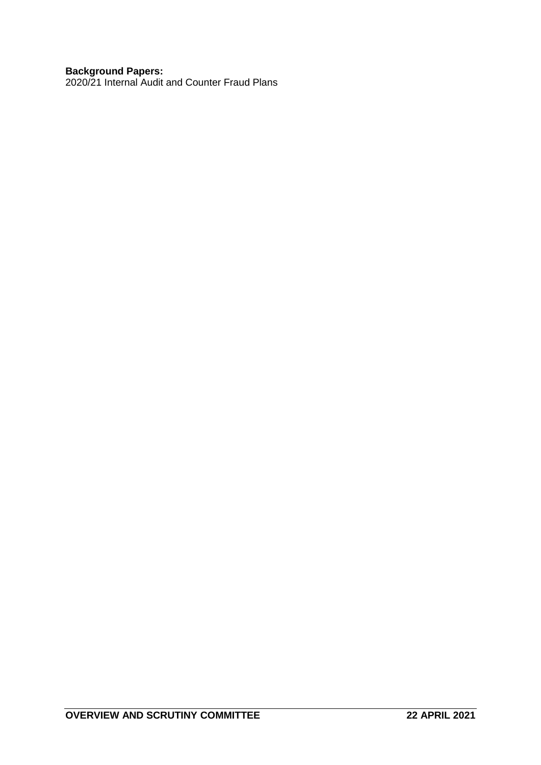**Background Papers:**
2020/21 Internal Audit and Counter Fraud Plans